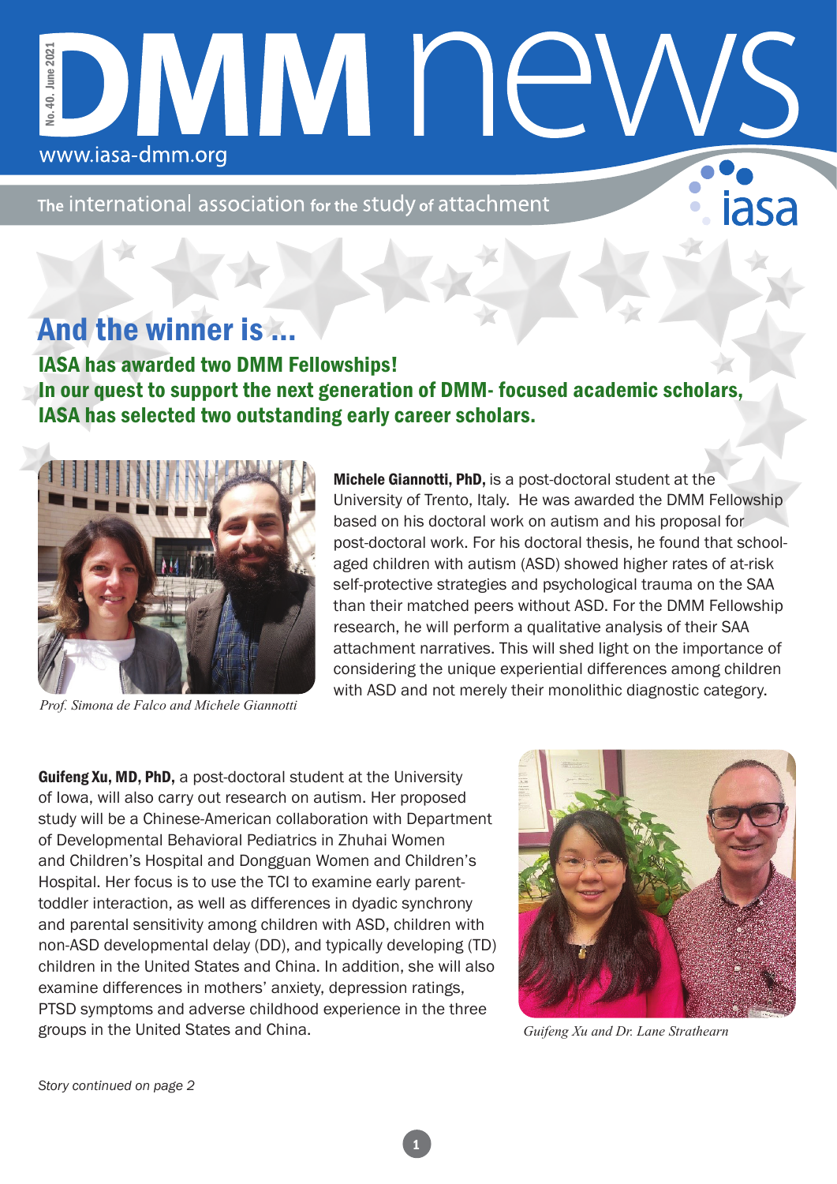# DMM news

No. 40. June 2021

www.iasa-dmm.org

The international association for the study of attachment

## And the winner is ...

**IASA has awarded two DMM Fellowships!**
**In our quest to support the next generation of DMM- focused academic scholars, IASA has selected two outstanding early career scholars.**

*Prof. Simona de Falco and Michele Giannotti*

**Michele Giannotti, PhD,** is a post-doctoral student at the University of Trento, Italy. He was awarded the DMM Fellowship based on his doctoral work on autism and his proposal for post-doctoral work. For his doctoral thesis, he found that school-aged children with autism (ASD) showed higher rates of at-risk self-protective strategies and psychological trauma on the SAA than their matched peers without ASD. For the DMM Fellowship research, he will perform a qualitative analysis of their SAA attachment narratives. This will shed light on the importance of considering the unique experiential differences among children with ASD and not merely their monolithic diagnostic category.

**Guifeng Xu, MD, PhD,** a post-doctoral student at the University of Iowa, will also carry out research on autism. Her proposed study will be a Chinese-American collaboration with Department of Developmental Behavioral Pediatrics in Zhuhai Women and Children's Hospital and Dongguan Women and Children's Hospital. Her focus is to use the TCI to examine early parent-toddler interaction, as well as differences in dyadic synchrony and parental sensitivity among children with ASD, children with non-ASD developmental delay (DD), and typically developing (TD) children in the United States and China. In addition, she will also examine differences in mothers' anxiety, depression ratings, PTSD symptoms and adverse childhood experience in the three groups in the United States and China.

*Guifeng Xu and Dr. Lane Strathearn*

*Story continued on page 2*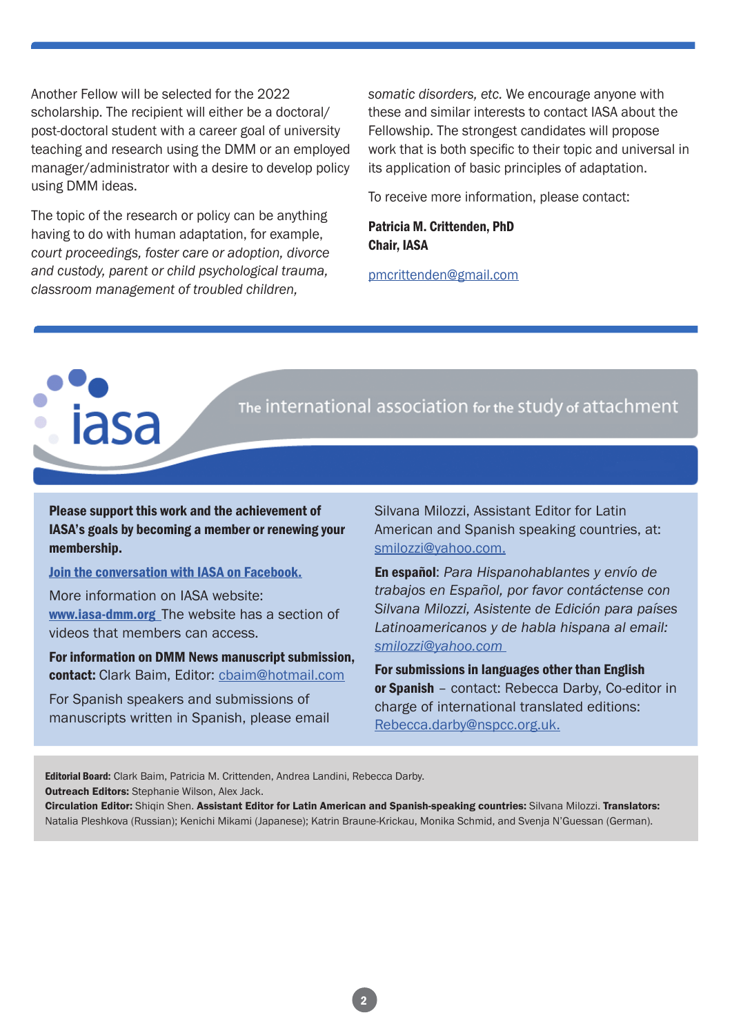Another Fellow will be selected for the 2022 scholarship. The recipient will either be a doctoral/post-doctoral student with a career goal of university teaching and research using the DMM or an employed manager/administrator with a desire to develop policy using DMM ideas.

The topic of the research or policy can be anything having to do with human adaptation, for example, *court proceedings, foster care or adoption, divorce and custody, parent or child psychological trauma, classroom management of troubled children, somatic disorders, etc.* We encourage anyone with these and similar interests to contact IASA about the Fellowship. The strongest candidates will propose work that is both specific to their topic and universal in its application of basic principles of adaptation.

To receive more information, please contact:

**Patricia M. Crittenden, PhD**
**Chair, IASA**

pmcrittenden@gmail.com

iasa

The international association for the study of attachment

**Please support this work and the achievement of IASA's goals by becoming a member or renewing your membership.**

**Join the conversation with IASA on Facebook.**

More information on IASA website: **www.iasa-dmm.org** The website has a section of videos that members can access.

**For information on DMM News manuscript submission, contact:** Clark Baim, Editor: cbaim@hotmail.com

For Spanish speakers and submissions of manuscripts written in Spanish, please email Silvana Milozzi, Assistant Editor for Latin American and Spanish speaking countries, at: smilozzi@yahoo.com.

**En español**: *Para Hispanohablantes y envío de trabajos en Español, por favor contáctense con Silvana Milozzi, Asistente de Edición para países Latinoamericanos y de habla hispana al email: smilozzi@yahoo.com*

**For submissions in languages other than English or Spanish** – contact: Rebecca Darby, Co-editor in charge of international translated editions: Rebecca.darby@nspcc.org.uk.

**Editorial Board:** Clark Baim, Patricia M. Crittenden, Andrea Landini, Rebecca Darby.
**Outreach Editors:** Stephanie Wilson, Alex Jack.
**Circulation Editor:** Shiqin Shen. **Assistant Editor for Latin American and Spanish-speaking countries:** Silvana Milozzi. **Translators:** Natalia Pleshkova (Russian); Kenichi Mikami (Japanese); Katrin Braune-Krickau, Monika Schmid, and Svenja N'Guessan (German).